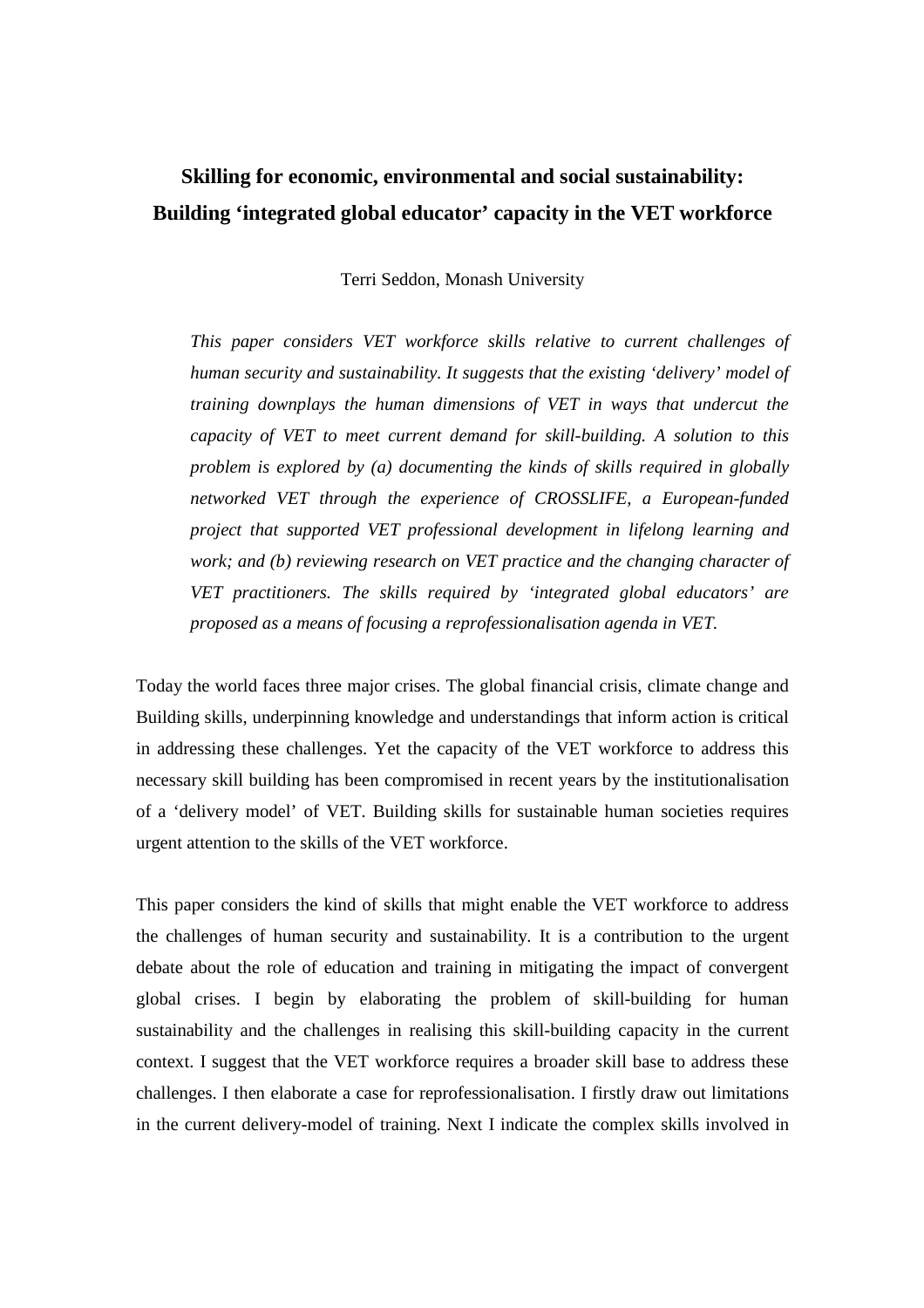# Skilling for economic, environmental and social sustainability: Building 'integrated global educator' capacity in the VET workforce

Terri Seddon, Monash University

*This paper considers VET workforce skills relative to current challenges of human security and sustainability. It suggests that the existing 'delivery' model of training downplays the human dimensions of VET in ways that undercut the capacity of VET to meet current demand for skill-building. A solution to this problem is explored by (a) documenting the kinds of skills required in globally networked VET through the experience of CROSSLIFE, a European-funded project that supported VET professional development in lifelong learning and work; and (b) reviewing research on VET practice and the changing character of VET practitioners. The skills required by 'integrated global educators' are proposed as a means of focusing a reprofessionalisation agenda in VET.*

Today the world faces three major crises. The global financial crisis, climate change and Building skills, underpinning knowledge and understandings that inform action is critical in addressing these challenges. Yet the capacity of the VET workforce to address this necessary skill building has been compromised in recent years by the institutionalisation of a 'delivery model' of VET. Building skills for sustainable human societies requires urgent attention to the skills of the VET workforce.

This paper considers the kind of skills that might enable the VET workforce to address the challenges of human security and sustainability. It is a contribution to the urgent debate about the role of education and training in mitigating the impact of convergent global crises. I begin by elaborating the problem of skill-building for human sustainability and the challenges in realising this skill-building capacity in the current context. I suggest that the VET workforce requires a broader skill base to address these challenges. I then elaborate a case for reprofessionalisation. I firstly draw out limitations in the current delivery-model of training. Next I indicate the complex skills involved in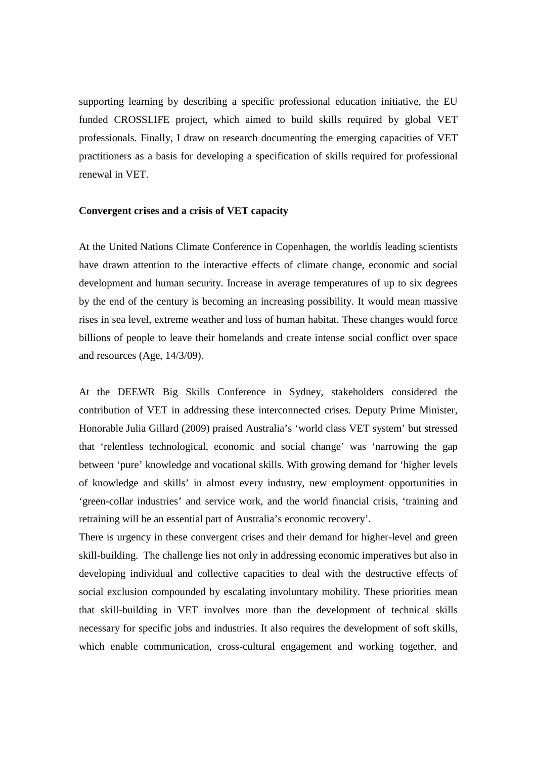supporting learning by describing a specific professional education initiative, the EU funded CROSSLIFE project, which aimed to build skills required by global VET professionals. Finally, I draw on research documenting the emerging capacities of VET practitioners as a basis for developing a specification of skills required for professional renewal in VET.

**Convergent crises and a crisis of VET capacity**

At the United Nations Climate Conference in Copenhagen, the worldís leading scientists have drawn attention to the interactive effects of climate change, economic and social development and human security. Increase in average temperatures of up to six degrees by the end of the century is becoming an increasing possibility. It would mean massive rises in sea level, extreme weather and loss of human habitat. These changes would force billions of people to leave their homelands and create intense social conflict over space and resources (Age, 14/3/09).

At the DEEWR Big Skills Conference in Sydney, stakeholders considered the contribution of VET in addressing these interconnected crises. Deputy Prime Minister, Honorable Julia Gillard (2009) praised Australia's 'world class VET system' but stressed that 'relentless technological, economic and social change' was 'narrowing the gap between 'pure' knowledge and vocational skills. With growing demand for 'higher levels of knowledge and skills' in almost every industry, new employment opportunities in 'green-collar industries' and service work, and the world financial crisis, 'training and retraining will be an essential part of Australia's economic recovery'.

There is urgency in these convergent crises and their demand for higher-level and green skill-building. The challenge lies not only in addressing economic imperatives but also in developing individual and collective capacities to deal with the destructive effects of social exclusion compounded by escalating involuntary mobility. These priorities mean that skill-building in VET involves more than the development of technical skills necessary for specific jobs and industries. It also requires the development of soft skills, which enable communication, cross-cultural engagement and working together, and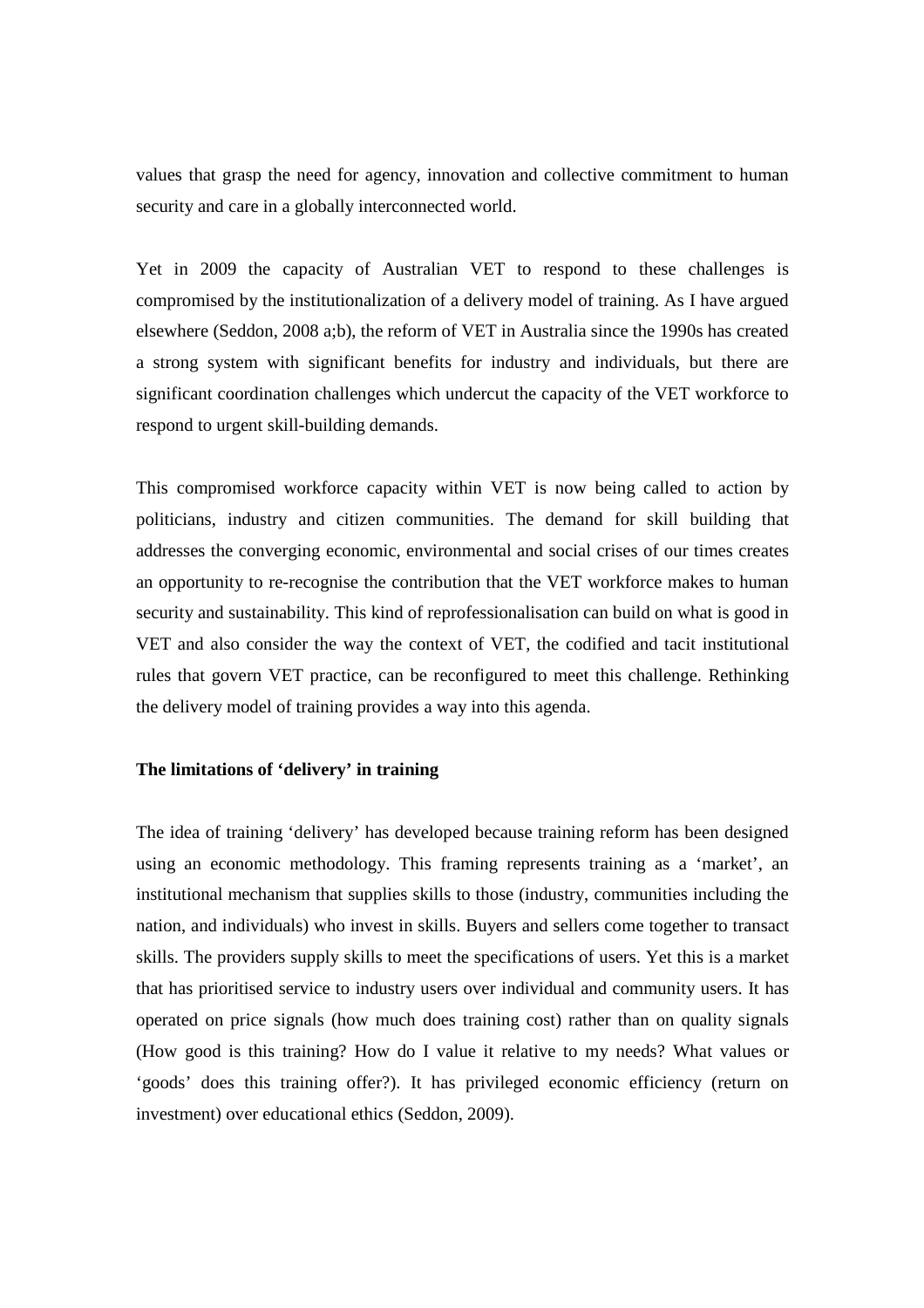values that grasp the need for agency, innovation and collective commitment to human security and care in a globally interconnected world.

Yet in 2009 the capacity of Australian VET to respond to these challenges is compromised by the institutionalization of a delivery model of training. As I have argued elsewhere (Seddon, 2008 a;b), the reform of VET in Australia since the 1990s has created a strong system with significant benefits for industry and individuals, but there are significant coordination challenges which undercut the capacity of the VET workforce to respond to urgent skill-building demands.

This compromised workforce capacity within VET is now being called to action by politicians, industry and citizen communities. The demand for skill building that addresses the converging economic, environmental and social crises of our times creates an opportunity to re-recognise the contribution that the VET workforce makes to human security and sustainability. This kind of reprofessionalisation can build on what is good in VET and also consider the way the context of VET, the codified and tacit institutional rules that govern VET practice, can be reconfigured to meet this challenge. Rethinking the delivery model of training provides a way into this agenda.

**The limitations of 'delivery' in training**

The idea of training 'delivery' has developed because training reform has been designed using an economic methodology. This framing represents training as a 'market', an institutional mechanism that supplies skills to those (industry, communities including the nation, and individuals) who invest in skills. Buyers and sellers come together to transact skills. The providers supply skills to meet the specifications of users. Yet this is a market that has prioritised service to industry users over individual and community users. It has operated on price signals (how much does training cost) rather than on quality signals (How good is this training? How do I value it relative to my needs? What values or 'goods' does this training offer?). It has privileged economic efficiency (return on investment) over educational ethics (Seddon, 2009).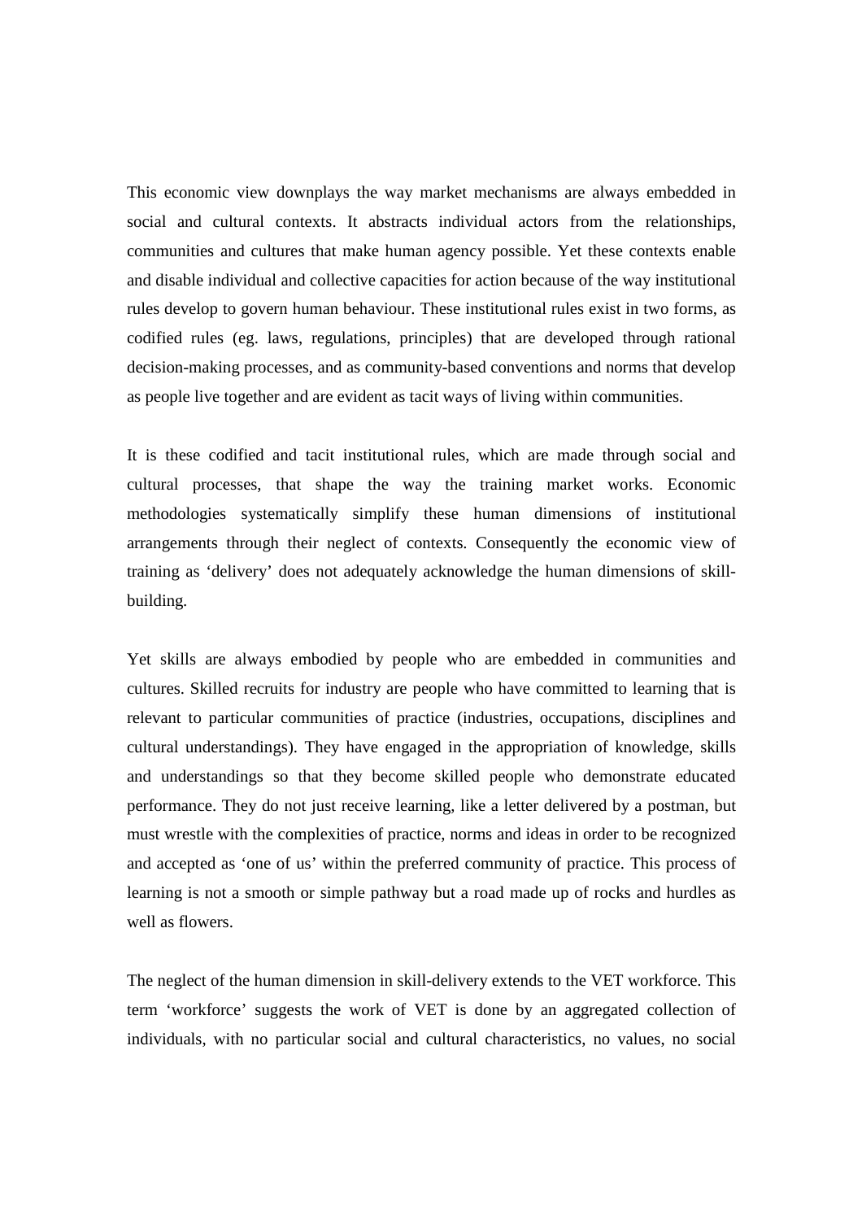This economic view downplays the way market mechanisms are always embedded in social and cultural contexts. It abstracts individual actors from the relationships, communities and cultures that make human agency possible. Yet these contexts enable and disable individual and collective capacities for action because of the way institutional rules develop to govern human behaviour. These institutional rules exist in two forms, as codified rules (eg. laws, regulations, principles) that are developed through rational decision-making processes, and as community-based conventions and norms that develop as people live together and are evident as tacit ways of living within communities.

It is these codified and tacit institutional rules, which are made through social and cultural processes, that shape the way the training market works. Economic methodologies systematically simplify these human dimensions of institutional arrangements through their neglect of contexts. Consequently the economic view of training as 'delivery' does not adequately acknowledge the human dimensions of skill-building.

Yet skills are always embodied by people who are embedded in communities and cultures. Skilled recruits for industry are people who have committed to learning that is relevant to particular communities of practice (industries, occupations, disciplines and cultural understandings). They have engaged in the appropriation of knowledge, skills and understandings so that they become skilled people who demonstrate educated performance. They do not just receive learning, like a letter delivered by a postman, but must wrestle with the complexities of practice, norms and ideas in order to be recognized and accepted as 'one of us' within the preferred community of practice. This process of learning is not a smooth or simple pathway but a road made up of rocks and hurdles as well as flowers.

The neglect of the human dimension in skill-delivery extends to the VET workforce. This term 'workforce' suggests the work of VET is done by an aggregated collection of individuals, with no particular social and cultural characteristics, no values, no social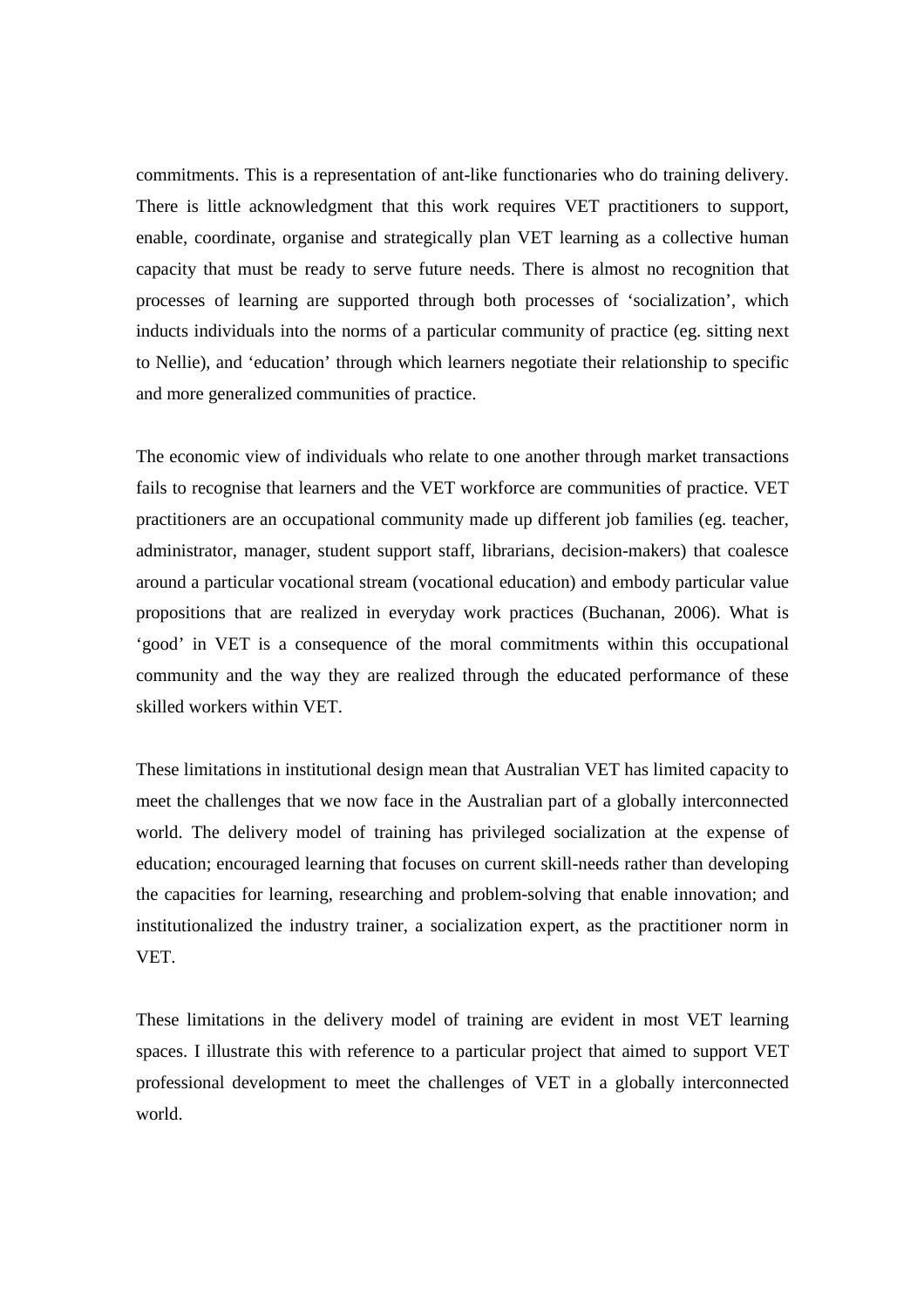commitments. This is a representation of ant-like functionaries who do training delivery. There is little acknowledgment that this work requires VET practitioners to support, enable, coordinate, organise and strategically plan VET learning as a collective human capacity that must be ready to serve future needs. There is almost no recognition that processes of learning are supported through both processes of 'socialization', which inducts individuals into the norms of a particular community of practice (eg. sitting next to Nellie), and 'education' through which learners negotiate their relationship to specific and more generalized communities of practice.

The economic view of individuals who relate to one another through market transactions fails to recognise that learners and the VET workforce are communities of practice. VET practitioners are an occupational community made up different job families (eg. teacher, administrator, manager, student support staff, librarians, decision-makers) that coalesce around a particular vocational stream (vocational education) and embody particular value propositions that are realized in everyday work practices (Buchanan, 2006). What is 'good' in VET is a consequence of the moral commitments within this occupational community and the way they are realized through the educated performance of these skilled workers within VET.

These limitations in institutional design mean that Australian VET has limited capacity to meet the challenges that we now face in the Australian part of a globally interconnected world. The delivery model of training has privileged socialization at the expense of education; encouraged learning that focuses on current skill-needs rather than developing the capacities for learning, researching and problem-solving that enable innovation; and institutionalized the industry trainer, a socialization expert, as the practitioner norm in VET.

These limitations in the delivery model of training are evident in most VET learning spaces. I illustrate this with reference to a particular project that aimed to support VET professional development to meet the challenges of VET in a globally interconnected world.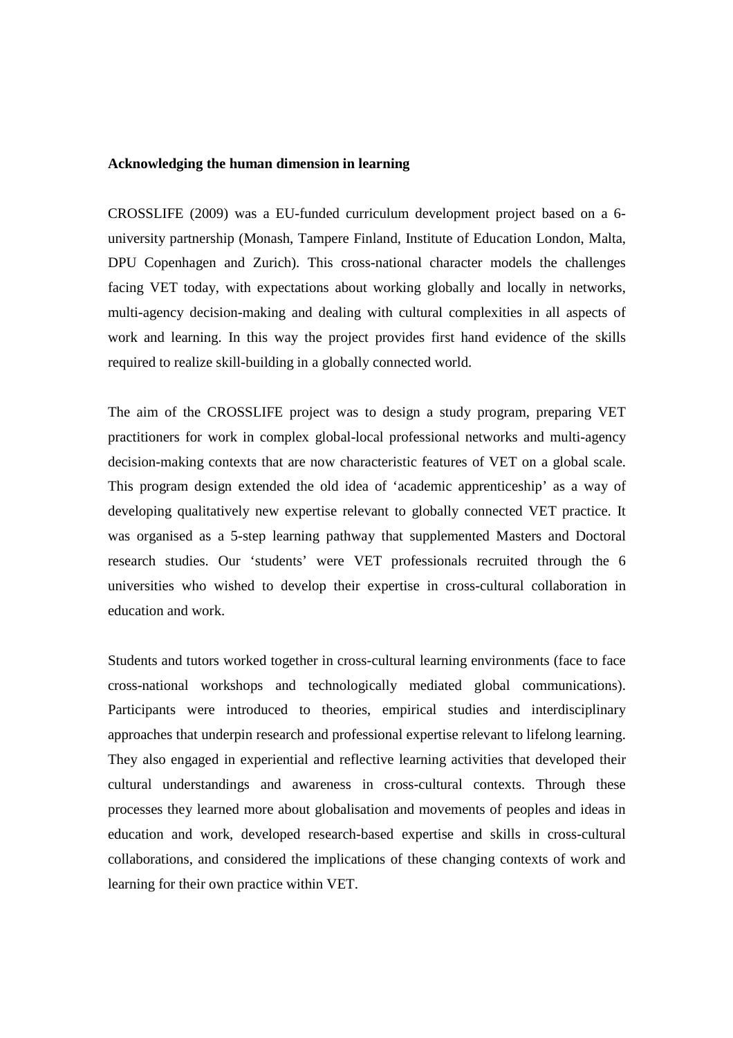**Acknowledging the human dimension in learning**

CROSSLIFE (2009) was a EU-funded curriculum development project based on a 6-university partnership (Monash, Tampere Finland, Institute of Education London, Malta, DPU Copenhagen and Zurich). This cross-national character models the challenges facing VET today, with expectations about working globally and locally in networks, multi-agency decision-making and dealing with cultural complexities in all aspects of work and learning. In this way the project provides first hand evidence of the skills required to realize skill-building in a globally connected world.

The aim of the CROSSLIFE project was to design a study program, preparing VET practitioners for work in complex global-local professional networks and multi-agency decision-making contexts that are now characteristic features of VET on a global scale. This program design extended the old idea of 'academic apprenticeship' as a way of developing qualitatively new expertise relevant to globally connected VET practice. It was organised as a 5-step learning pathway that supplemented Masters and Doctoral research studies. Our 'students' were VET professionals recruited through the 6 universities who wished to develop their expertise in cross-cultural collaboration in education and work.

Students and tutors worked together in cross-cultural learning environments (face to face cross-national workshops and technologically mediated global communications). Participants were introduced to theories, empirical studies and interdisciplinary approaches that underpin research and professional expertise relevant to lifelong learning. They also engaged in experiential and reflective learning activities that developed their cultural understandings and awareness in cross-cultural contexts. Through these processes they learned more about globalisation and movements of peoples and ideas in education and work, developed research-based expertise and skills in cross-cultural collaborations, and considered the implications of these changing contexts of work and learning for their own practice within VET.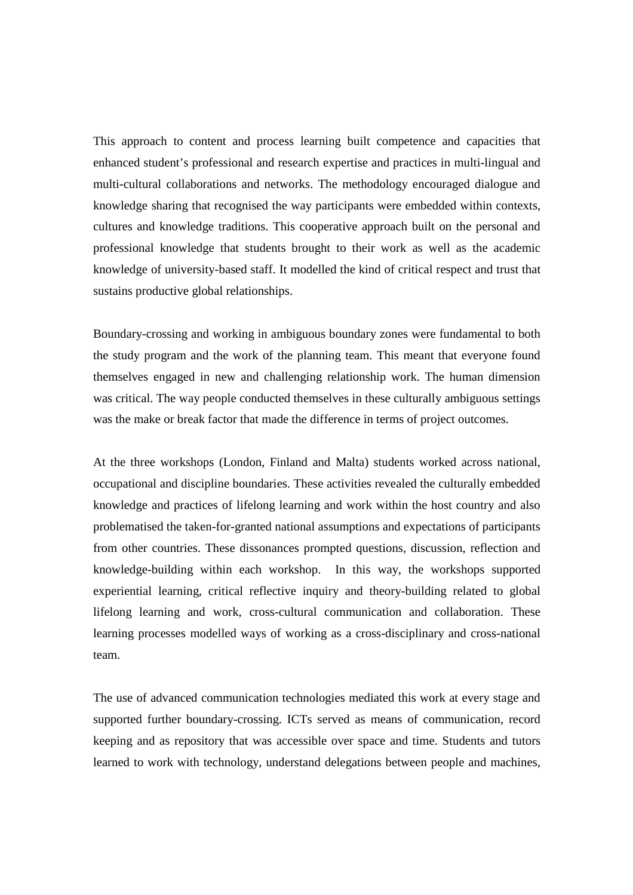This approach to content and process learning built competence and capacities that enhanced student's professional and research expertise and practices in multi-lingual and multi-cultural collaborations and networks. The methodology encouraged dialogue and knowledge sharing that recognised the way participants were embedded within contexts, cultures and knowledge traditions. This cooperative approach built on the personal and professional knowledge that students brought to their work as well as the academic knowledge of university-based staff. It modelled the kind of critical respect and trust that sustains productive global relationships.

Boundary-crossing and working in ambiguous boundary zones were fundamental to both the study program and the work of the planning team. This meant that everyone found themselves engaged in new and challenging relationship work. The human dimension was critical. The way people conducted themselves in these culturally ambiguous settings was the make or break factor that made the difference in terms of project outcomes.

At the three workshops (London, Finland and Malta) students worked across national, occupational and discipline boundaries. These activities revealed the culturally embedded knowledge and practices of lifelong learning and work within the host country and also problematised the taken-for-granted national assumptions and expectations of participants from other countries. These dissonances prompted questions, discussion, reflection and knowledge-building within each workshop. In this way, the workshops supported experiential learning, critical reflective inquiry and theory-building related to global lifelong learning and work, cross-cultural communication and collaboration. These learning processes modelled ways of working as a cross-disciplinary and cross-national team.

The use of advanced communication technologies mediated this work at every stage and supported further boundary-crossing. ICTs served as means of communication, record keeping and as repository that was accessible over space and time. Students and tutors learned to work with technology, understand delegations between people and machines,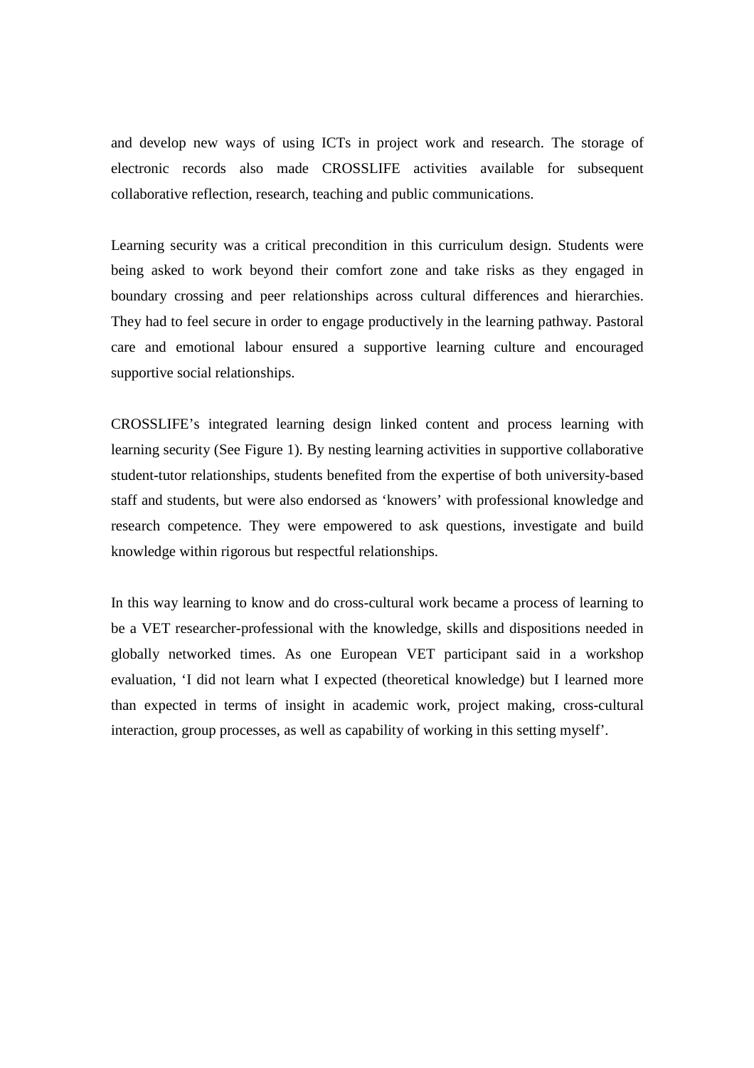and develop new ways of using ICTs in project work and research. The storage of electronic records also made CROSSLIFE activities available for subsequent collaborative reflection, research, teaching and public communications.

Learning security was a critical precondition in this curriculum design. Students were being asked to work beyond their comfort zone and take risks as they engaged in boundary crossing and peer relationships across cultural differences and hierarchies. They had to feel secure in order to engage productively in the learning pathway. Pastoral care and emotional labour ensured a supportive learning culture and encouraged supportive social relationships.

CROSSLIFE's integrated learning design linked content and process learning with learning security (See Figure 1). By nesting learning activities in supportive collaborative student-tutor relationships, students benefited from the expertise of both university-based staff and students, but were also endorsed as 'knowers' with professional knowledge and research competence. They were empowered to ask questions, investigate and build knowledge within rigorous but respectful relationships.

In this way learning to know and do cross-cultural work became a process of learning to be a VET researcher-professional with the knowledge, skills and dispositions needed in globally networked times. As one European VET participant said in a workshop evaluation, 'I did not learn what I expected (theoretical knowledge) but I learned more than expected in terms of insight in academic work, project making, cross-cultural interaction, group processes, as well as capability of working in this setting myself'.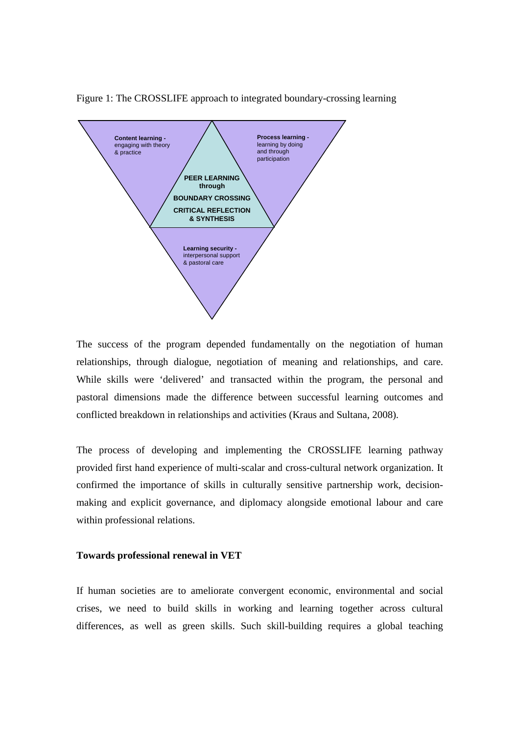Figure 1: The CROSSLIFE approach to integrated boundary-crossing learning

**Content learning -** engaging with theory & practice

**Process learning -** learning by doing and through participation

**PEER LEARNING through**

**BOUNDARY CROSSING**

**CRITICAL REFLECTION & SYNTHESIS**

**Learning security -** interpersonal support & pastoral care

The success of the program depended fundamentally on the negotiation of human relationships, through dialogue, negotiation of meaning and relationships, and care. While skills were 'delivered' and transacted within the program, the personal and pastoral dimensions made the difference between successful learning outcomes and conflicted breakdown in relationships and activities (Kraus and Sultana, 2008).

The process of developing and implementing the CROSSLIFE learning pathway provided first hand experience of multi-scalar and cross-cultural network organization. It confirmed the importance of skills in culturally sensitive partnership work, decision-making and explicit governance, and diplomacy alongside emotional labour and care within professional relations.

**Towards professional renewal in VET**

If human societies are to ameliorate convergent economic, environmental and social crises, we need to build skills in working and learning together across cultural differences, as well as green skills. Such skill-building requires a global teaching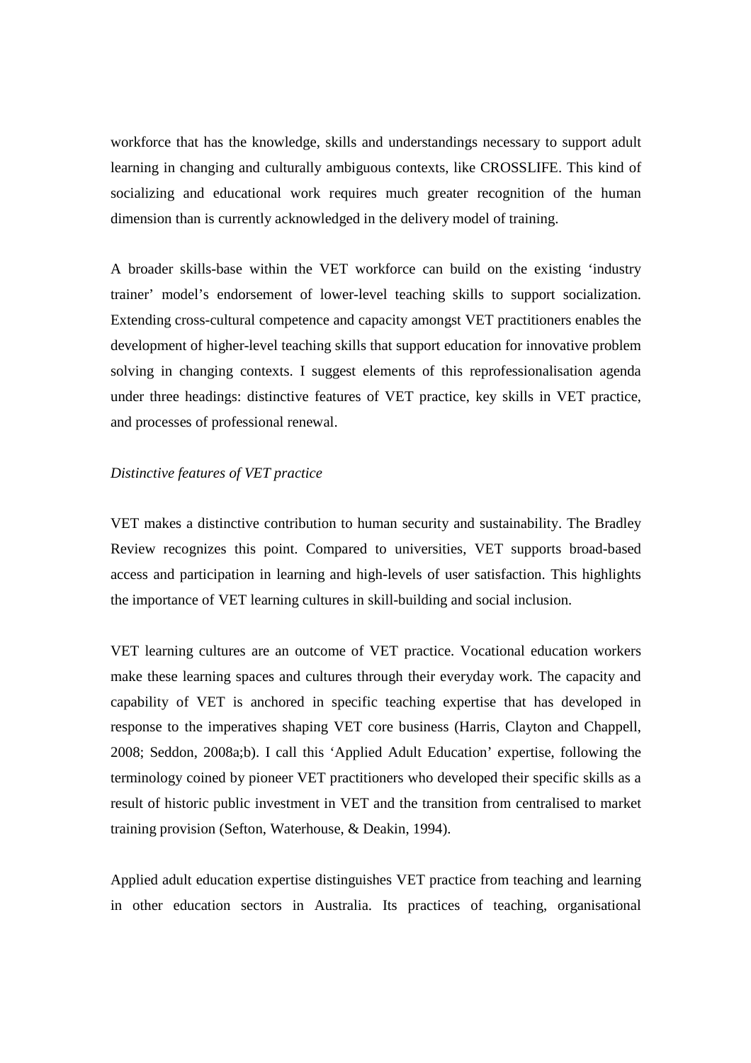workforce that has the knowledge, skills and understandings necessary to support adult learning in changing and culturally ambiguous contexts, like CROSSLIFE. This kind of socializing and educational work requires much greater recognition of the human dimension than is currently acknowledged in the delivery model of training.

A broader skills-base within the VET workforce can build on the existing 'industry trainer' model's endorsement of lower-level teaching skills to support socialization. Extending cross-cultural competence and capacity amongst VET practitioners enables the development of higher-level teaching skills that support education for innovative problem solving in changing contexts. I suggest elements of this reprofessionalisation agenda under three headings: distinctive features of VET practice, key skills in VET practice, and processes of professional renewal.

*Distinctive features of VET practice*

VET makes a distinctive contribution to human security and sustainability. The Bradley Review recognizes this point. Compared to universities, VET supports broad-based access and participation in learning and high-levels of user satisfaction. This highlights the importance of VET learning cultures in skill-building and social inclusion.

VET learning cultures are an outcome of VET practice. Vocational education workers make these learning spaces and cultures through their everyday work. The capacity and capability of VET is anchored in specific teaching expertise that has developed in response to the imperatives shaping VET core business (Harris, Clayton and Chappell, 2008; Seddon, 2008a;b). I call this 'Applied Adult Education' expertise, following the terminology coined by pioneer VET practitioners who developed their specific skills as a result of historic public investment in VET and the transition from centralised to market training provision (Sefton, Waterhouse, & Deakin, 1994).

Applied adult education expertise distinguishes VET practice from teaching and learning in other education sectors in Australia. Its practices of teaching, organisational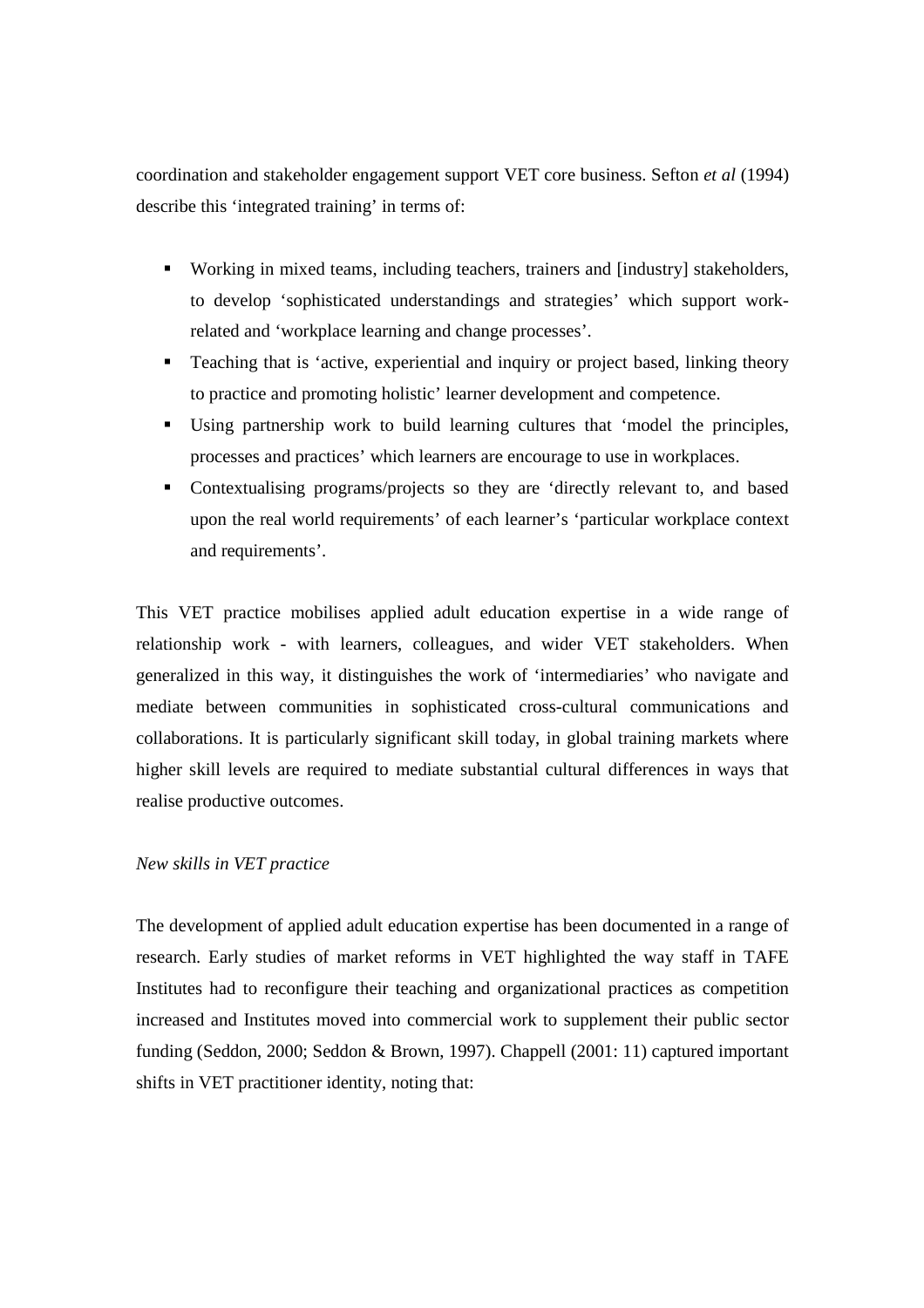coordination and stakeholder engagement support VET core business. Sefton *et al* (1994) describe this 'integrated training' in terms of:

- Working in mixed teams, including teachers, trainers and [industry] stakeholders, to develop 'sophisticated understandings and strategies' which support work-related and 'workplace learning and change processes'.
- Teaching that is 'active, experiential and inquiry or project based, linking theory to practice and promoting holistic' learner development and competence.
- Using partnership work to build learning cultures that 'model the principles, processes and practices' which learners are encourage to use in workplaces.
- Contextualising programs/projects so they are 'directly relevant to, and based upon the real world requirements' of each learner's 'particular workplace context and requirements'.

This VET practice mobilises applied adult education expertise in a wide range of relationship work - with learners, colleagues, and wider VET stakeholders. When generalized in this way, it distinguishes the work of 'intermediaries' who navigate and mediate between communities in sophisticated cross-cultural communications and collaborations. It is particularly significant skill today, in global training markets where higher skill levels are required to mediate substantial cultural differences in ways that realise productive outcomes.

*New skills in VET practice*

The development of applied adult education expertise has been documented in a range of research. Early studies of market reforms in VET highlighted the way staff in TAFE Institutes had to reconfigure their teaching and organizational practices as competition increased and Institutes moved into commercial work to supplement their public sector funding (Seddon, 2000; Seddon & Brown, 1997). Chappell (2001: 11) captured important shifts in VET practitioner identity, noting that: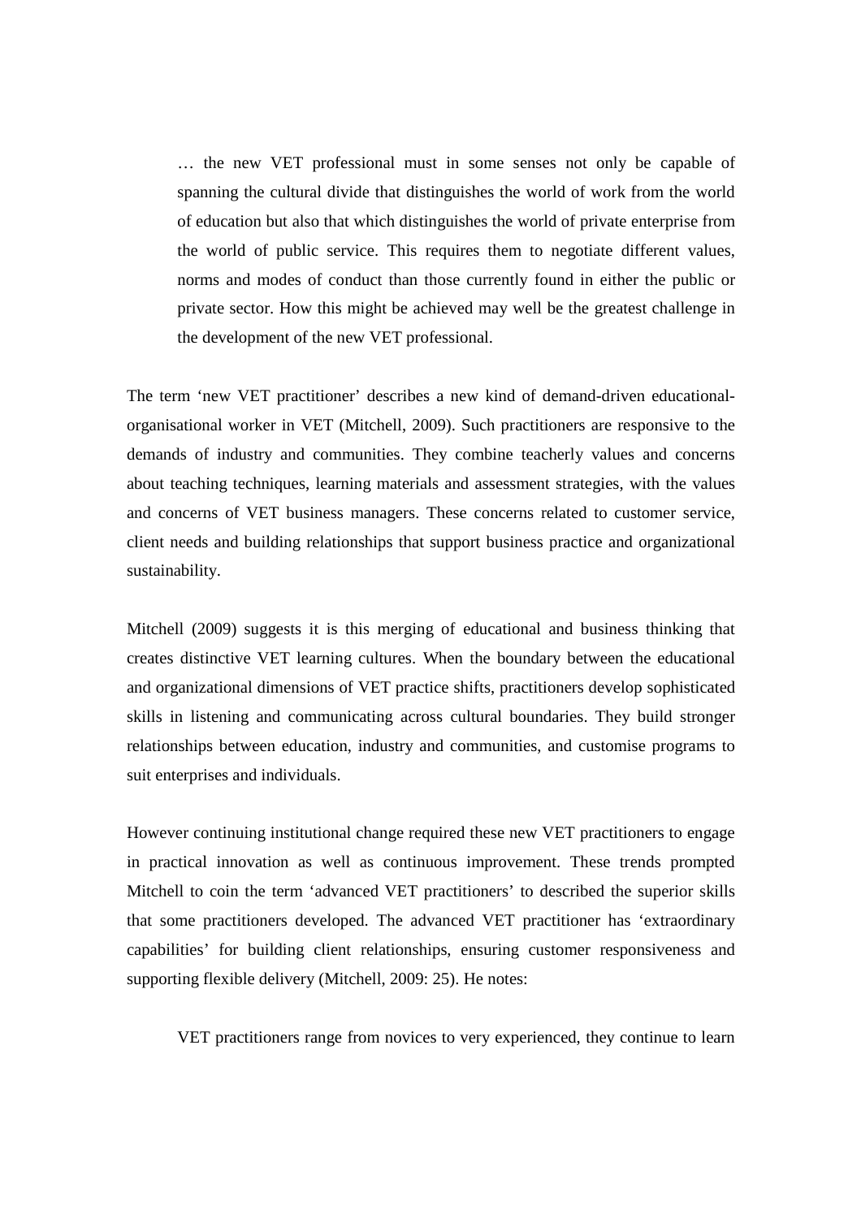> … the new VET professional must in some senses not only be capable of spanning the cultural divide that distinguishes the world of work from the world of education but also that which distinguishes the world of private enterprise from the world of public service. This requires them to negotiate different values, norms and modes of conduct than those currently found in either the public or private sector. How this might be achieved may well be the greatest challenge in the development of the new VET professional.

The term 'new VET practitioner' describes a new kind of demand-driven educational-organisational worker in VET (Mitchell, 2009). Such practitioners are responsive to the demands of industry and communities. They combine teacherly values and concerns about teaching techniques, learning materials and assessment strategies, with the values and concerns of VET business managers. These concerns related to customer service, client needs and building relationships that support business practice and organizational sustainability.

Mitchell (2009) suggests it is this merging of educational and business thinking that creates distinctive VET learning cultures. When the boundary between the educational and organizational dimensions of VET practice shifts, practitioners develop sophisticated skills in listening and communicating across cultural boundaries. They build stronger relationships between education, industry and communities, and customise programs to suit enterprises and individuals.

However continuing institutional change required these new VET practitioners to engage in practical innovation as well as continuous improvement. These trends prompted Mitchell to coin the term 'advanced VET practitioners' to described the superior skills that some practitioners developed. The advanced VET practitioner has 'extraordinary capabilities' for building client relationships, ensuring customer responsiveness and supporting flexible delivery (Mitchell, 2009: 25). He notes:

> VET practitioners range from novices to very experienced, they continue to learn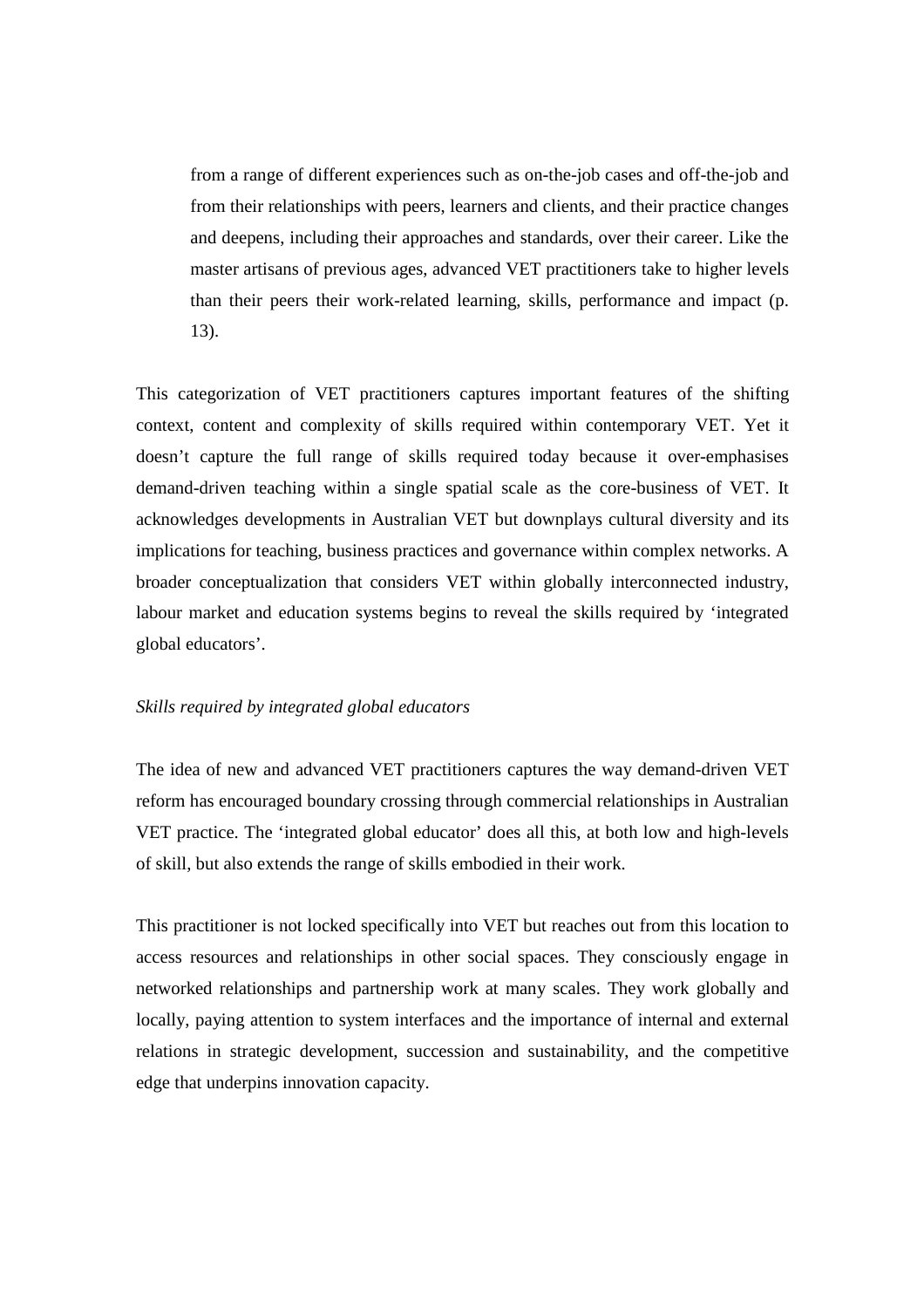> from a range of different experiences such as on-the-job cases and off-the-job and from their relationships with peers, learners and clients, and their practice changes and deepens, including their approaches and standards, over their career. Like the master artisans of previous ages, advanced VET practitioners take to higher levels than their peers their work-related learning, skills, performance and impact (p. 13).

This categorization of VET practitioners captures important features of the shifting context, content and complexity of skills required within contemporary VET. Yet it doesn't capture the full range of skills required today because it over-emphasises demand-driven teaching within a single spatial scale as the core-business of VET. It acknowledges developments in Australian VET but downplays cultural diversity and its implications for teaching, business practices and governance within complex networks. A broader conceptualization that considers VET within globally interconnected industry, labour market and education systems begins to reveal the skills required by 'integrated global educators'.

*Skills required by integrated global educators*

The idea of new and advanced VET practitioners captures the way demand-driven VET reform has encouraged boundary crossing through commercial relationships in Australian VET practice. The 'integrated global educator' does all this, at both low and high-levels of skill, but also extends the range of skills embodied in their work.

This practitioner is not locked specifically into VET but reaches out from this location to access resources and relationships in other social spaces. They consciously engage in networked relationships and partnership work at many scales. They work globally and locally, paying attention to system interfaces and the importance of internal and external relations in strategic development, succession and sustainability, and the competitive edge that underpins innovation capacity.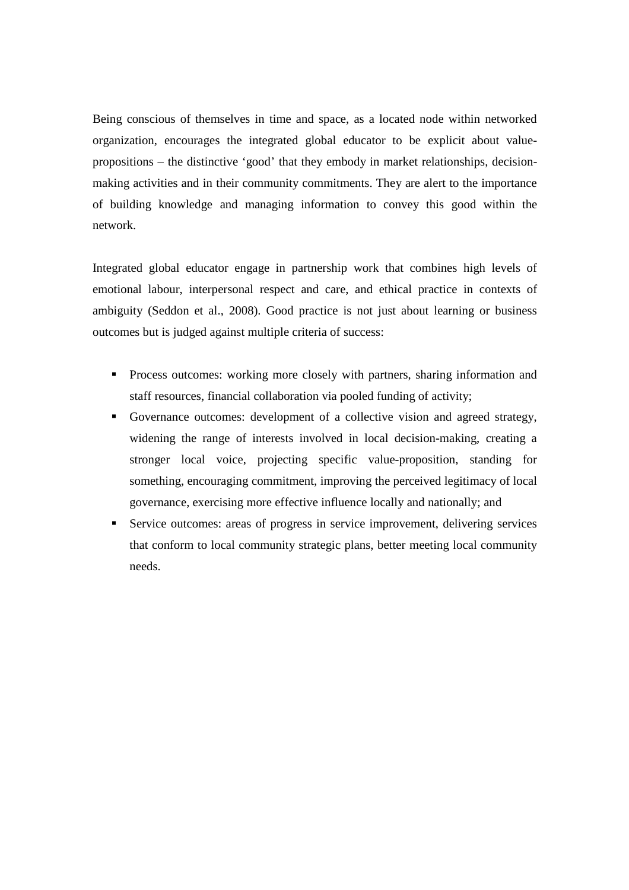Being conscious of themselves in time and space, as a located node within networked organization, encourages the integrated global educator to be explicit about value-propositions – the distinctive 'good' that they embody in market relationships, decision-making activities and in their community commitments. They are alert to the importance of building knowledge and managing information to convey this good within the network.

Integrated global educator engage in partnership work that combines high levels of emotional labour, interpersonal respect and care, and ethical practice in contexts of ambiguity (Seddon et al., 2008). Good practice is not just about learning or business outcomes but is judged against multiple criteria of success:

- Process outcomes: working more closely with partners, sharing information and staff resources, financial collaboration via pooled funding of activity;
- Governance outcomes: development of a collective vision and agreed strategy, widening the range of interests involved in local decision-making, creating a stronger local voice, projecting specific value-proposition, standing for something, encouraging commitment, improving the perceived legitimacy of local governance, exercising more effective influence locally and nationally; and
- Service outcomes: areas of progress in service improvement, delivering services that conform to local community strategic plans, better meeting local community needs.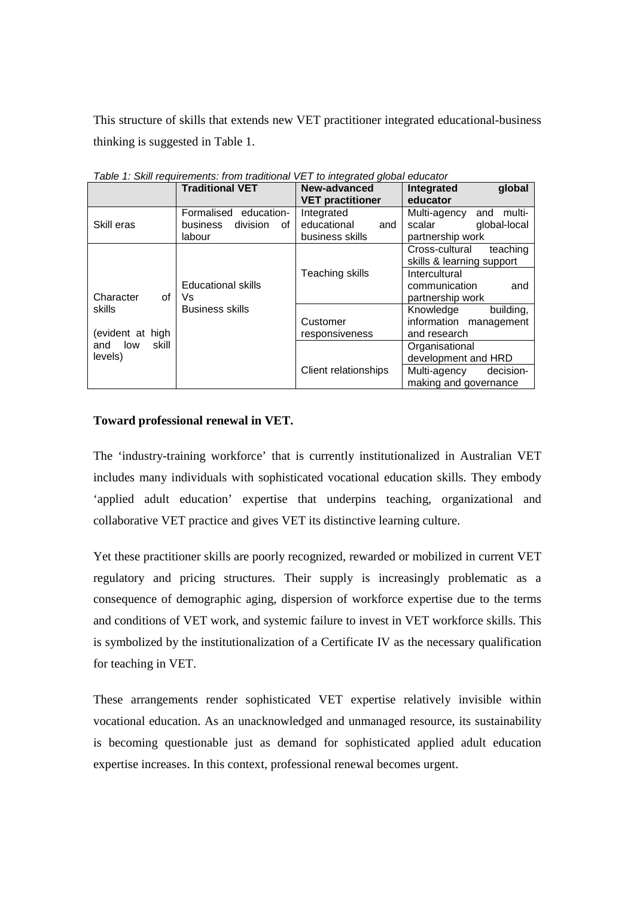This structure of skills that extends new VET practitioner integrated educational-business thinking is suggested in Table 1.

*Table 1: Skill requirements: from traditional VET to integrated global educator*

| | Traditional VET | New-advanced VET practitioner | Integrated global educator |
|---|---|---|---|
| Skill eras | Formalised education-business division of labour | Integrated educational and business skills | Multi-agency and multi-scalar global-local partnership work |
| Character of skills (evident at high and low skill levels) | Educational skills Vs Business skills | Teaching skills | Cross-cultural teaching skills & learning support |
| | | | Intercultural communication and partnership work |
| | | Customer responsiveness | Knowledge building, information management and research |
| | | Client relationships | Organisational development and HRD |
| | | | Multi-agency decision-making and governance |

**Toward professional renewal in VET.**

The 'industry-training workforce' that is currently institutionalized in Australian VET includes many individuals with sophisticated vocational education skills. They embody 'applied adult education' expertise that underpins teaching, organizational and collaborative VET practice and gives VET its distinctive learning culture.

Yet these practitioner skills are poorly recognized, rewarded or mobilized in current VET regulatory and pricing structures. Their supply is increasingly problematic as a consequence of demographic aging, dispersion of workforce expertise due to the terms and conditions of VET work, and systemic failure to invest in VET workforce skills. This is symbolized by the institutionalization of a Certificate IV as the necessary qualification for teaching in VET.

These arrangements render sophisticated VET expertise relatively invisible within vocational education. As an unacknowledged and unmanaged resource, its sustainability is becoming questionable just as demand for sophisticated applied adult education expertise increases. In this context, professional renewal becomes urgent.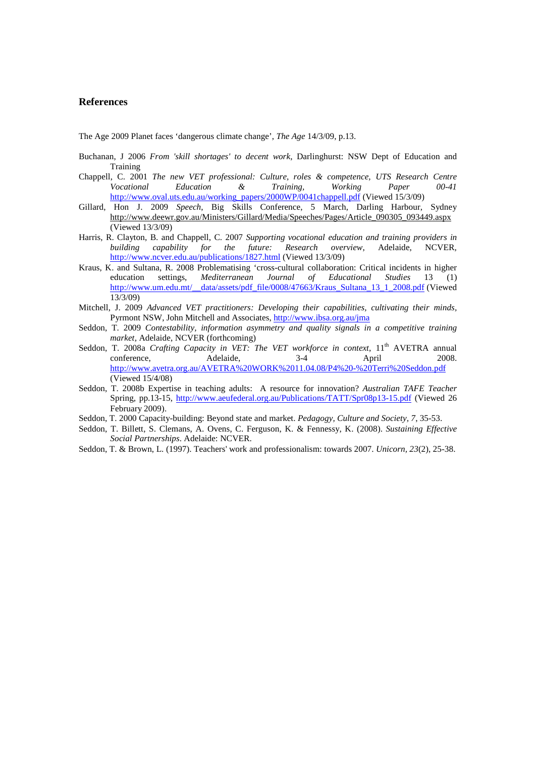## References

The Age 2009 Planet faces 'dangerous climate change', *The Age* 14/3/09, p.13.

Buchanan, J 2006 *From 'skill shortages' to decent work*, Darlinghurst: NSW Dept of Education and Training

Chappell, C. 2001 *The new VET professional: Culture, roles & competence, UTS Research Centre Vocational Education & Training, Working Paper 00-41* http://www.oval.uts.edu.au/working_papers/2000WP/0041chappell.pdf (Viewed 15/3/09)

Gillard, Hon J. 2009 *Speech*, Big Skills Conference, 5 March, Darling Harbour, Sydney http://www.deewr.gov.au/Ministers/Gillard/Media/Speeches/Pages/Article_090305_093449.aspx (Viewed 13/3/09)

Harris, R. Clayton, B. and Chappell, C. 2007 *Supporting vocational education and training providers in building capability for the future: Research overview*, Adelaide, NCVER, http://www.ncver.edu.au/publications/1827.html (Viewed 13/3/09)

Kraus, K. and Sultana, R. 2008 Problematising 'cross-cultural collaboration: Critical incidents in higher education settings, *Mediterranean Journal of Educational Studies* 13 (1) http://www.um.edu.mt/__data/assets/pdf_file/0008/47663/Kraus_Sultana_13_1_2008.pdf (Viewed 13/3/09)

Mitchell, J. 2009 *Advanced VET practitioners: Developing their capabilities, cultivating their minds*, Pyrmont NSW, John Mitchell and Associates, http://www.ibsa.org.au/jma

Seddon, T. 2009 *Contestability, information asymmetry and quality signals in a competitive training market*, Adelaide, NCVER (forthcoming)

Seddon, T. 2008a *Crafting Capacity in VET: The VET workforce in context*, 11th AVETRA annual conference, Adelaide, 3-4 April 2008. http://www.avetra.org.au/AVETRA%20WORK%2011.04.08/P4%20-%20Terri%20Seddon.pdf (Viewed 15/4/08)

Seddon, T. 2008b Expertise in teaching adults: A resource for innovation? *Australian TAFE Teacher* Spring, pp.13-15, http://www.aeufederal.org.au/Publications/TATT/Spr08p13-15.pdf (Viewed 26 February 2009).

Seddon, T. 2000 Capacity-building: Beyond state and market. *Pedagogy, Culture and Society, 7*, 35-53.

Seddon, T. Billett, S. Clemans, A. Ovens, C. Ferguson, K. & Fennessy, K. (2008). *Sustaining Effective Social Partnerships*. Adelaide: NCVER.

Seddon, T. & Brown, L. (1997). Teachers' work and professionalism: towards 2007. *Unicorn, 23*(2), 25-38.